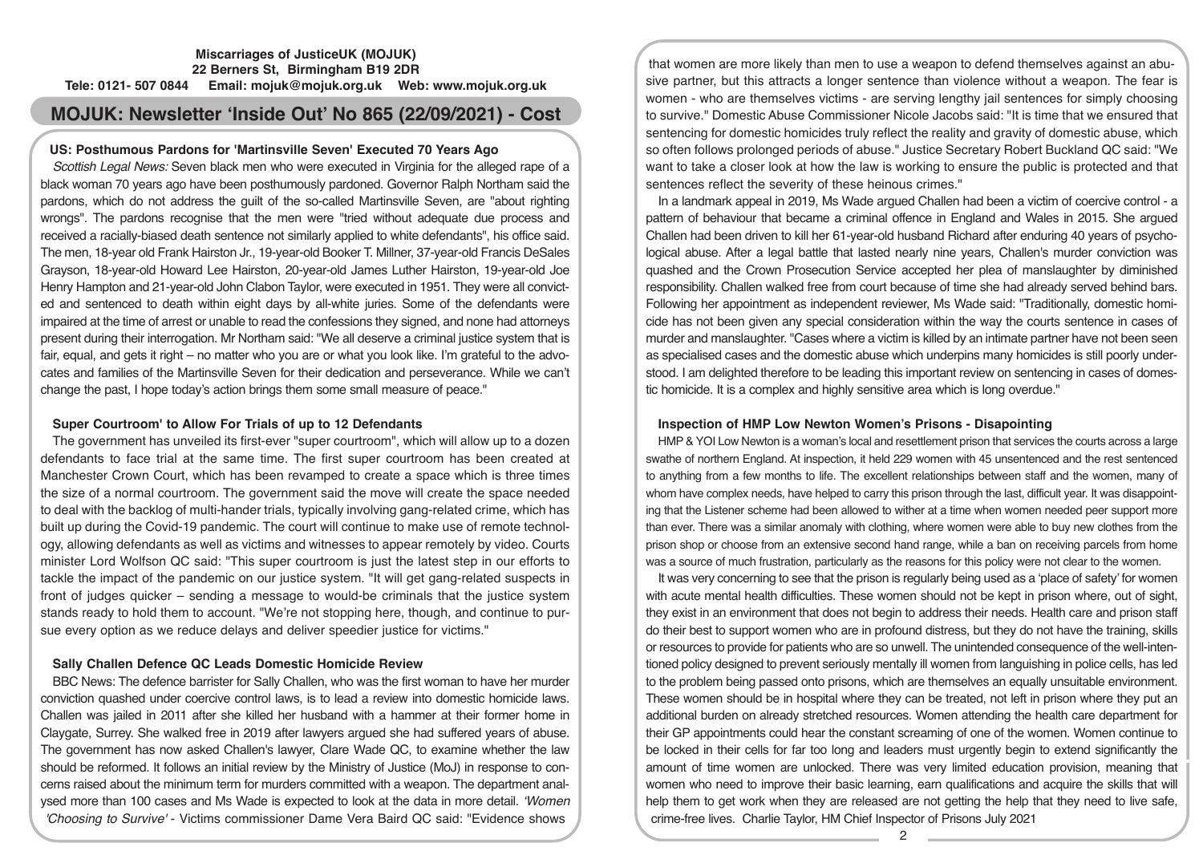**Miscarriages of JusticeUK (MOJUK)**
**22 Berners St, Birmingham B19 2DR**
**Tele: 0121- 507 0844 Email: mojuk@mojuk.org.uk Web: www.mojuk.org.uk**

# MOJUK: Newsletter 'Inside Out' No 865 (22/09/2021) - Cost

## US: Posthumous Pardons for 'Martinsville Seven' Executed 70 Years Ago

*Scottish Legal News:* Seven black men who were executed in Virginia for the alleged rape of a black woman 70 years ago have been posthumously pardoned. Governor Ralph Northam said the pardons, which do not address the guilt of the so-called Martinsville Seven, are "about righting wrongs". The pardons recognise that the men were "tried without adequate due process and received a racially-biased death sentence not similarly applied to white defendants", his office said. The men, 18-year old Frank Hairston Jr., 19-year-old Booker T. Millner, 37-year-old Francis DeSales Grayson, 18-year-old Howard Lee Hairston, 20-year-old James Luther Hairston, 19-year-old Joe Henry Hampton and 21-year-old John Clabon Taylor, were executed in 1951. They were all convicted and sentenced to death within eight days by all-white juries. Some of the defendants were impaired at the time of arrest or unable to read the confessions they signed, and none had attorneys present during their interrogation. Mr Northam said: "We all deserve a criminal justice system that is fair, equal, and gets it right – no matter who you are or what you look like. I'm grateful to the advocates and families of the Martinsville Seven for their dedication and perseverance. While we can't change the past, I hope today's action brings them some small measure of peace."

## Super Courtroom' to Allow For Trials of up to 12 Defendants

The government has unveiled its first-ever "super courtroom", which will allow up to a dozen defendants to face trial at the same time. The first super courtroom has been created at Manchester Crown Court, which has been revamped to create a space which is three times the size of a normal courtroom. The government said the move will create the space needed to deal with the backlog of multi-hander trials, typically involving gang-related crime, which has built up during the Covid-19 pandemic. The court will continue to make use of remote technology, allowing defendants as well as victims and witnesses to appear remotely by video. Courts minister Lord Wolfson QC said: "This super courtroom is just the latest step in our efforts to tackle the impact of the pandemic on our justice system. "It will get gang-related suspects in front of judges quicker – sending a message to would-be criminals that the justice system stands ready to hold them to account. "We're not stopping here, though, and continue to pursue every option as we reduce delays and deliver speedier justice for victims."

## Sally Challen Defence QC Leads Domestic Homicide Review

BBC News: The defence barrister for Sally Challen, who was the first woman to have her murder conviction quashed under coercive control laws, is to lead a review into domestic homicide laws. Challen was jailed in 2011 after she killed her husband with a hammer at their former home in Claygate, Surrey. She walked free in 2019 after lawyers argued she had suffered years of abuse. The government has now asked Challen's lawyer, Clare Wade QC, to examine whether the law should be reformed. It follows an initial review by the Ministry of Justice (MoJ) in response to concerns raised about the minimum term for murders committed with a weapon. The department analysed more than 100 cases and Ms Wade is expected to look at the data in more detail. *'Women 'Choosing to Survive'* - Victims commissioner Dame Vera Baird QC said: "Evidence shows that women are more likely than men to use a weapon to defend themselves against an abusive partner, but this attracts a longer sentence than violence without a weapon. The fear is women - who are themselves victims - are serving lengthy jail sentences for simply choosing to survive." Domestic Abuse Commissioner Nicole Jacobs said: "It is time that we ensured that sentencing for domestic homicides truly reflect the reality and gravity of domestic abuse, which so often follows prolonged periods of abuse." Justice Secretary Robert Buckland QC said: "We want to take a closer look at how the law is working to ensure the public is protected and that sentences reflect the severity of these heinous crimes."

In a landmark appeal in 2019, Ms Wade argued Challen had been a victim of coercive control - a pattern of behaviour that became a criminal offence in England and Wales in 2015. She argued Challen had been driven to kill her 61-year-old husband Richard after enduring 40 years of psychological abuse. After a legal battle that lasted nearly nine years, Challen's murder conviction was quashed and the Crown Prosecution Service accepted her plea of manslaughter by diminished responsibility. Challen walked free from court because of time she had already served behind bars. Following her appointment as independent reviewer, Ms Wade said: "Traditionally, domestic homicide has not been given any special consideration within the way the courts sentence in cases of murder and manslaughter. "Cases where a victim is killed by an intimate partner have not been seen as specialised cases and the domestic abuse which underpins many homicides is still poorly understood. I am delighted therefore to be leading this important review on sentencing in cases of domestic homicide. It is a complex and highly sensitive area which is long overdue."

## Inspection of HMP Low Newton Women's Prisons - Disapointing

HMP & YOI Low Newton is a woman's local and resettlement prison that services the courts across a large swathe of northern England. At inspection, it held 229 women with 45 unsentenced and the rest sentenced to anything from a few months to life. The excellent relationships between staff and the women, many of whom have complex needs, have helped to carry this prison through the last, difficult year. It was disappointing that the Listener scheme had been allowed to wither at a time when women needed peer support more than ever. There was a similar anomaly with clothing, where women were able to buy new clothes from the prison shop or choose from an extensive second hand range, while a ban on receiving parcels from home was a source of much frustration, particularly as the reasons for this policy were not clear to the women.

It was very concerning to see that the prison is regularly being used as a 'place of safety' for women with acute mental health difficulties. These women should not be kept in prison where, out of sight, they exist in an environment that does not begin to address their needs. Health care and prison staff do their best to support women who are in profound distress, but they do not have the training, skills or resources to provide for patients who are so unwell. The unintended consequence of the well-intentioned policy designed to prevent seriously mentally ill women from languishing in police cells, has led to the problem being passed onto prisons, which are themselves an equally unsuitable environment. These women should be in hospital where they can be treated, not left in prison where they put an additional burden on already stretched resources. Women attending the health care department for their GP appointments could hear the constant screaming of one of the women. Women continue to be locked in their cells for far too long and leaders must urgently begin to extend significantly the amount of time women are unlocked. There was very limited education provision, meaning that women who need to improve their basic learning, earn qualifications and acquire the skills that will help them to get work when they are released are not getting the help that they need to live safe, crime-free lives. Charlie Taylor, HM Chief Inspector of Prisons July 2021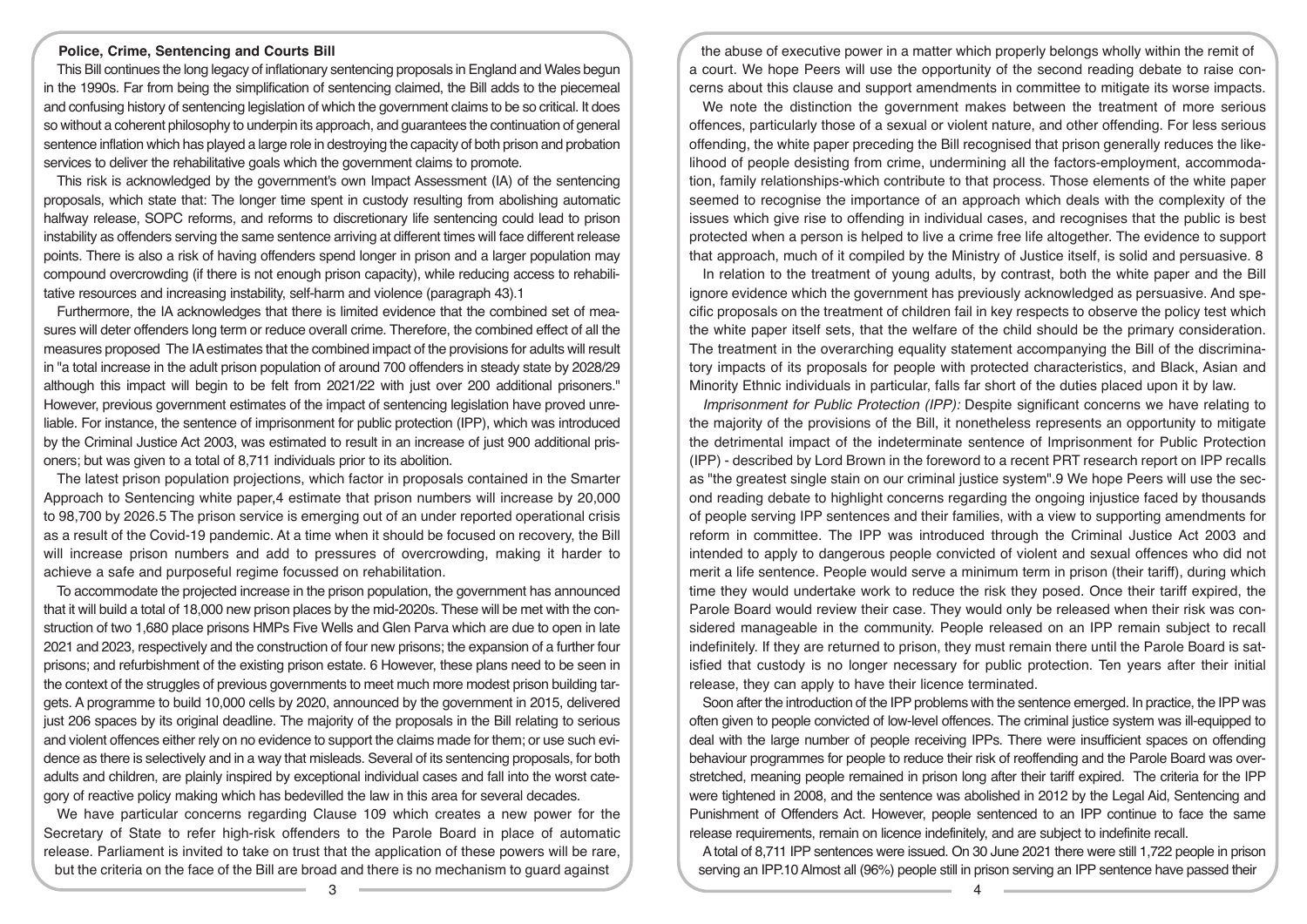**Police, Crime, Sentencing and Courts Bill**

This Bill continues the long legacy of inflationary sentencing proposals in England and Wales begun in the 1990s. Far from being the simplification of sentencing claimed, the Bill adds to the piecemeal and confusing history of sentencing legislation of which the government claims to be so critical. It does so without a coherent philosophy to underpin its approach, and guarantees the continuation of general sentence inflation which has played a large role in destroying the capacity of both prison and probation services to deliver the rehabilitative goals which the government claims to promote.

This risk is acknowledged by the government's own Impact Assessment (IA) of the sentencing proposals, which state that: The longer time spent in custody resulting from abolishing automatic halfway release, SOPC reforms, and reforms to discretionary life sentencing could lead to prison instability as offenders serving the same sentence arriving at different times will face different release points. There is also a risk of having offenders spend longer in prison and a larger population may compound overcrowding (if there is not enough prison capacity), while reducing access to rehabilitative resources and increasing instability, self-harm and violence (paragraph 43).1

Furthermore, the IA acknowledges that there is limited evidence that the combined set of measures will deter offenders long term or reduce overall crime. Therefore, the combined effect of all the measures proposed The IA estimates that the combined impact of the provisions for adults will result in "a total increase in the adult prison population of around 700 offenders in steady state by 2028/29 although this impact will begin to be felt from 2021/22 with just over 200 additional prisoners." However, previous government estimates of the impact of sentencing legislation have proved unreliable. For instance, the sentence of imprisonment for public protection (IPP), which was introduced by the Criminal Justice Act 2003, was estimated to result in an increase of just 900 additional prisoners; but was given to a total of 8,711 individuals prior to its abolition.

The latest prison population projections, which factor in proposals contained in the Smarter Approach to Sentencing white paper,4 estimate that prison numbers will increase by 20,000 to 98,700 by 2026.5 The prison service is emerging out of an under reported operational crisis as a result of the Covid-19 pandemic. At a time when it should be focused on recovery, the Bill will increase prison numbers and add to pressures of overcrowding, making it harder to achieve a safe and purposeful regime focussed on rehabilitation.

To accommodate the projected increase in the prison population, the government has announced that it will build a total of 18,000 new prison places by the mid-2020s. These will be met with the construction of two 1,680 place prisons HMPs Five Wells and Glen Parva which are due to open in late 2021 and 2023, respectively and the construction of four new prisons; the expansion of a further four prisons; and refurbishment of the existing prison estate. 6 However, these plans need to be seen in the context of the struggles of previous governments to meet much more modest prison building targets. A programme to build 10,000 cells by 2020, announced by the government in 2015, delivered just 206 spaces by its original deadline. The majority of the proposals in the Bill relating to serious and violent offences either rely on no evidence to support the claims made for them; or use such evidence as there is selectively and in a way that misleads. Several of its sentencing proposals, for both adults and children, are plainly inspired by exceptional individual cases and fall into the worst category of reactive policy making which has bedevilled the law in this area for several decades.

We have particular concerns regarding Clause 109 which creates a new power for the Secretary of State to refer high-risk offenders to the Parole Board in place of automatic release. Parliament is invited to take on trust that the application of these powers will be rare, but the criteria on the face of the Bill are broad and there is no mechanism to guard against the abuse of executive power in a matter which properly belongs wholly within the remit of a court. We hope Peers will use the opportunity of the second reading debate to raise concerns about this clause and support amendments in committee to mitigate its worse impacts.

We note the distinction the government makes between the treatment of more serious offences, particularly those of a sexual or violent nature, and other offending. For less serious offending, the white paper preceding the Bill recognised that prison generally reduces the likelihood of people desisting from crime, undermining all the factors-employment, accommodation, family relationships-which contribute to that process. Those elements of the white paper seemed to recognise the importance of an approach which deals with the complexity of the issues which give rise to offending in individual cases, and recognises that the public is best protected when a person is helped to live a crime free life altogether. The evidence to support that approach, much of it compiled by the Ministry of Justice itself, is solid and persuasive. 8

In relation to the treatment of young adults, by contrast, both the white paper and the Bill ignore evidence which the government has previously acknowledged as persuasive. And specific proposals on the treatment of children fail in key respects to observe the policy test which the white paper itself sets, that the welfare of the child should be the primary consideration. The treatment in the overarching equality statement accompanying the Bill of the discriminatory impacts of its proposals for people with protected characteristics, and Black, Asian and Minority Ethnic individuals in particular, falls far short of the duties placed upon it by law.

*Imprisonment for Public Protection (IPP):* Despite significant concerns we have relating to the majority of the provisions of the Bill, it nonetheless represents an opportunity to mitigate the detrimental impact of the indeterminate sentence of Imprisonment for Public Protection (IPP) - described by Lord Brown in the foreword to a recent PRT research report on IPP recalls as "the greatest single stain on our criminal justice system".9 We hope Peers will use the second reading debate to highlight concerns regarding the ongoing injustice faced by thousands of people serving IPP sentences and their families, with a view to supporting amendments for reform in committee. The IPP was introduced through the Criminal Justice Act 2003 and intended to apply to dangerous people convicted of violent and sexual offences who did not merit a life sentence. People would serve a minimum term in prison (their tariff), during which time they would undertake work to reduce the risk they posed. Once their tariff expired, the Parole Board would review their case. They would only be released when their risk was considered manageable in the community. People released on an IPP remain subject to recall indefinitely. If they are returned to prison, they must remain there until the Parole Board is satisfied that custody is no longer necessary for public protection. Ten years after their initial release, they can apply to have their licence terminated.

Soon after the introduction of the IPP problems with the sentence emerged. In practice, the IPP was often given to people convicted of low-level offences. The criminal justice system was ill-equipped to deal with the large number of people receiving IPPs. There were insufficient spaces on offending behaviour programmes for people to reduce their risk of reoffending and the Parole Board was overstretched, meaning people remained in prison long after their tariff expired. The criteria for the IPP were tightened in 2008, and the sentence was abolished in 2012 by the Legal Aid, Sentencing and Punishment of Offenders Act. However, people sentenced to an IPP continue to face the same release requirements, remain on licence indefinitely, and are subject to indefinite recall.

A total of 8,711 IPP sentences were issued. On 30 June 2021 there were still 1,722 people in prison serving an IPP.10 Almost all (96%) people still in prison serving an IPP sentence have passed their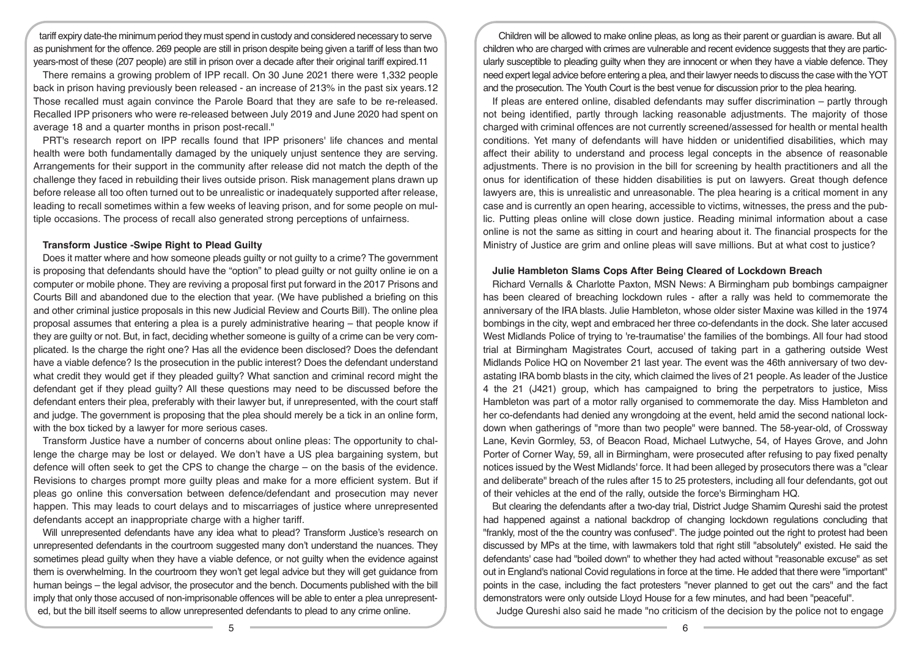tariff expiry date-the minimum period they must spend in custody and considered necessary to serve as punishment for the offence. 269 people are still in prison despite being given a tariff of less than two years-most of these (207 people) are still in prison over a decade after their original tariff expired.11

There remains a growing problem of IPP recall. On 30 June 2021 there were 1,332 people back in prison having previously been released - an increase of 213% in the past six years.12 Those recalled must again convince the Parole Board that they are safe to be re-released. Recalled IPP prisoners who were re-released between July 2019 and June 2020 had spent on average 18 and a quarter months in prison post-recall."

PRT's research report on IPP recalls found that IPP prisoners' life chances and mental health were both fundamentally damaged by the uniquely unjust sentence they are serving. Arrangements for their support in the community after release did not match the depth of the challenge they faced in rebuilding their lives outside prison. Risk management plans drawn up before release all too often turned out to be unrealistic or inadequately supported after release, leading to recall sometimes within a few weeks of leaving prison, and for some people on multiple occasions. The process of recall also generated strong perceptions of unfairness.

### Transform Justice -Swipe Right to Plead Guilty

Does it matter where and how someone pleads guilty or not guilty to a crime? The government is proposing that defendants should have the "option" to plead guilty or not guilty online ie on a computer or mobile phone. They are reviving a proposal first put forward in the 2017 Prisons and Courts Bill and abandoned due to the election that year. (We have published a briefing on this and other criminal justice proposals in this new Judicial Review and Courts Bill). The online plea proposal assumes that entering a plea is a purely administrative hearing – that people know if they are guilty or not. But, in fact, deciding whether someone is guilty of a crime can be very complicated. Is the charge the right one? Has all the evidence been disclosed? Does the defendant have a viable defence? Is the prosecution in the public interest? Does the defendant understand what credit they would get if they pleaded guilty? What sanction and criminal record might the defendant get if they plead guilty? All these questions may need to be discussed before the defendant enters their plea, preferably with their lawyer but, if unrepresented, with the court staff and judge. The government is proposing that the plea should merely be a tick in an online form, with the box ticked by a lawyer for more serious cases.

Transform Justice have a number of concerns about online pleas: The opportunity to challenge the charge may be lost or delayed. We don't have a US plea bargaining system, but defence will often seek to get the CPS to change the charge – on the basis of the evidence. Revisions to charges prompt more guilty pleas and make for a more efficient system. But if pleas go online this conversation between defence/defendant and prosecution may never happen. This may leads to court delays and to miscarriages of justice where unrepresented defendants accept an inappropriate charge with a higher tariff.

Will unrepresented defendants have any idea what to plead? Transform Justice's research on unrepresented defendants in the courtroom suggested many don't understand the nuances. They sometimes plead guilty when they have a viable defence, or not guilty when the evidence against them is overwhelming. In the courtroom they won't get legal advice but they will get guidance from human beings – the legal advisor, the prosecutor and the bench. Documents published with the bill imply that only those accused of non-imprisonable offences will be able to enter a plea unrepresented, but the bill itself seems to allow unrepresented defendants to plead to any crime online.

Children will be allowed to make online pleas, as long as their parent or guardian is aware. But all children who are charged with crimes are vulnerable and recent evidence suggests that they are particularly susceptible to pleading guilty when they are innocent or when they have a viable defence. They need expert legal advice before entering a plea, and their lawyer needs to discuss the case with the YOT and the prosecution. The Youth Court is the best venue for discussion prior to the plea hearing.

If pleas are entered online, disabled defendants may suffer discrimination – partly through not being identified, partly through lacking reasonable adjustments. The majority of those charged with criminal offences are not currently screened/assessed for health or mental health conditions. Yet many of defendants will have hidden or unidentified disabilities, which may affect their ability to understand and process legal concepts in the absence of reasonable adjustments. There is no provision in the bill for screening by health practitioners and all the onus for identification of these hidden disabilities is put on lawyers. Great though defence lawyers are, this is unrealistic and unreasonable. The plea hearing is a critical moment in any case and is currently an open hearing, accessible to victims, witnesses, the press and the public. Putting pleas online will close down justice. Reading minimal information about a case online is not the same as sitting in court and hearing about it. The financial prospects for the Ministry of Justice are grim and online pleas will save millions. But at what cost to justice?

### Julie Hambleton Slams Cops After Being Cleared of Lockdown Breach

Richard Vernalls & Charlotte Paxton, MSN News: A Birmingham pub bombings campaigner has been cleared of breaching lockdown rules - after a rally was held to commemorate the anniversary of the IRA blasts. Julie Hambleton, whose older sister Maxine was killed in the 1974 bombings in the city, wept and embraced her three co-defendants in the dock. She later accused West Midlands Police of trying to 're-traumatise' the families of the bombings. All four had stood trial at Birmingham Magistrates Court, accused of taking part in a gathering outside West Midlands Police HQ on November 21 last year. The event was the 46th anniversary of two devastating IRA bomb blasts in the city, which claimed the lives of 21 people. As leader of the Justice 4 the 21 (J421) group, which has campaigned to bring the perpetrators to justice, Miss Hambleton was part of a motor rally organised to commemorate the day. Miss Hambleton and her co-defendants had denied any wrongdoing at the event, held amid the second national lockdown when gatherings of "more than two people" were banned. The 58-year-old, of Crossway Lane, Kevin Gormley, 53, of Beacon Road, Michael Lutwyche, 54, of Hayes Grove, and John Porter of Corner Way, 59, all in Birmingham, were prosecuted after refusing to pay fixed penalty notices issued by the West Midlands' force. It had been alleged by prosecutors there was a "clear and deliberate" breach of the rules after 15 to 25 protesters, including all four defendants, got out of their vehicles at the end of the rally, outside the force's Birmingham HQ.

But clearing the defendants after a two-day trial, District Judge Shamim Qureshi said the protest had happened against a national backdrop of changing lockdown regulations concluding that "frankly, most of the the country was confused". The judge pointed out the right to protest had been discussed by MPs at the time, with lawmakers told that right still "absolutely" existed. He said the defendants' case had "boiled down" to whether they had acted without "reasonable excuse" as set out in England's national Covid regulations in force at the time. He added that there were "important" points in the case, including the fact protesters "never planned to get out the cars" and the fact demonstrators were only outside Lloyd House for a few minutes, and had been "peaceful".

Judge Qureshi also said he made "no criticism of the decision by the police not to engage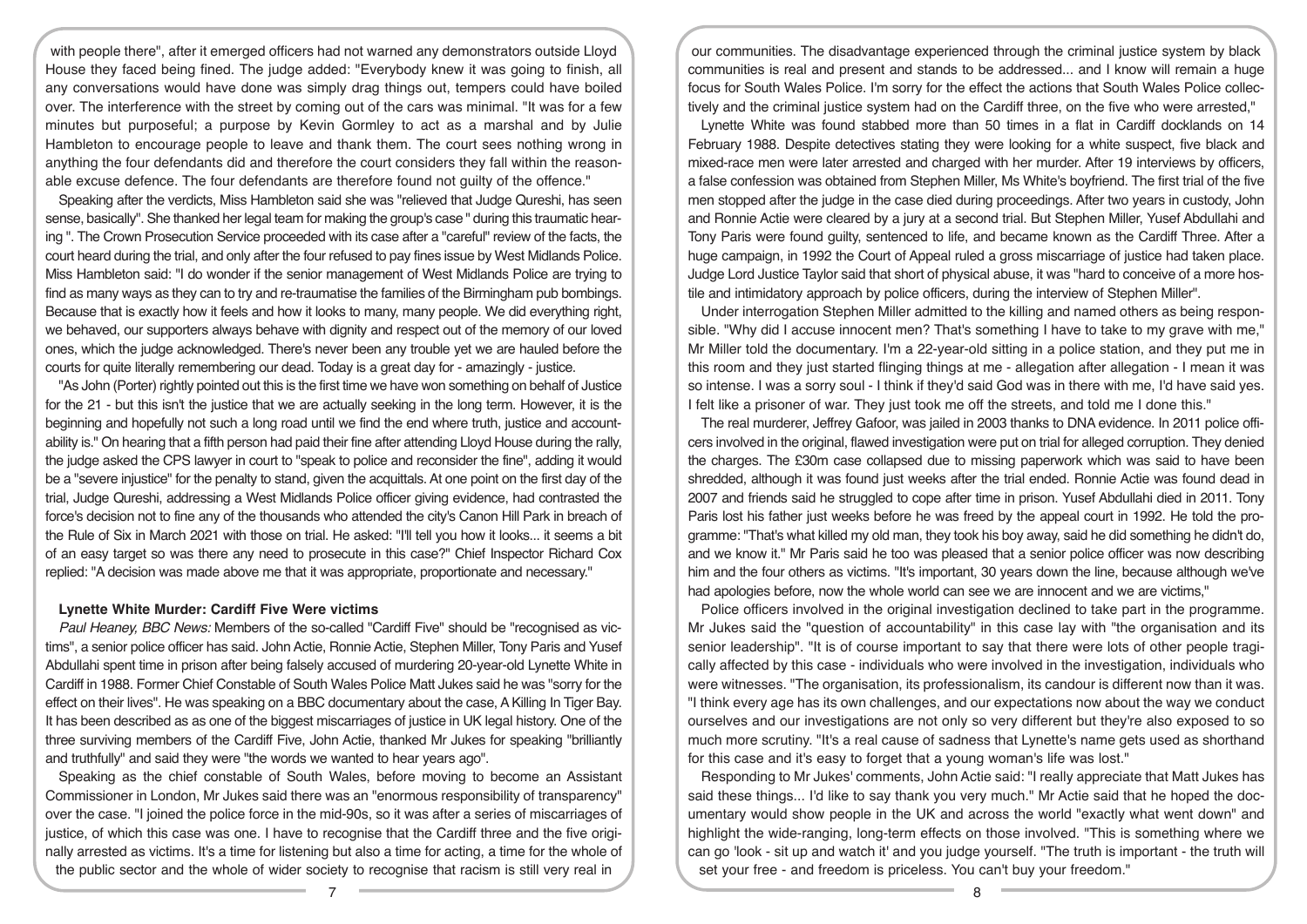with people there", after it emerged officers had not warned any demonstrators outside Lloyd House they faced being fined. The judge added: "Everybody knew it was going to finish, all any conversations would have done was simply drag things out, tempers could have boiled over. The interference with the street by coming out of the cars was minimal. "It was for a few minutes but purposeful; a purpose by Kevin Gormley to act as a marshal and by Julie Hambleton to encourage people to leave and thank them. The court sees nothing wrong in anything the four defendants did and therefore the court considers they fall within the reasonable excuse defence. The four defendants are therefore found not guilty of the offence."

Speaking after the verdicts, Miss Hambleton said she was "relieved that Judge Qureshi, has seen sense, basically". She thanked her legal team for making the group's case " during this traumatic hearing ". The Crown Prosecution Service proceeded with its case after a "careful" review of the facts, the court heard during the trial, and only after the four refused to pay fines issue by West Midlands Police. Miss Hambleton said: "I do wonder if the senior management of West Midlands Police are trying to find as many ways as they can to try and re-traumatise the families of the Birmingham pub bombings. Because that is exactly how it feels and how it looks to many, many people. We did everything right, we behaved, our supporters always behave with dignity and respect out of the memory of our loved ones, which the judge acknowledged. There's never been any trouble yet we are hauled before the courts for quite literally remembering our dead. Today is a great day for - amazingly - justice.

"As John (Porter) rightly pointed out this is the first time we have won something on behalf of Justice for the 21 - but this isn't the justice that we are actually seeking in the long term. However, it is the beginning and hopefully not such a long road until we find the end where truth, justice and accountability is." On hearing that a fifth person had paid their fine after attending Lloyd House during the rally, the judge asked the CPS lawyer in court to "speak to police and reconsider the fine", adding it would be a "severe injustice" for the penalty to stand, given the acquittals. At one point on the first day of the trial, Judge Qureshi, addressing a West Midlands Police officer giving evidence, had contrasted the force's decision not to fine any of the thousands who attended the city's Canon Hill Park in breach of the Rule of Six in March 2021 with those on trial. He asked: "I'll tell you how it looks... it seems a bit of an easy target so was there any need to prosecute in this case?" Chief Inspector Richard Cox replied: "A decision was made above me that it was appropriate, proportionate and necessary."

### Lynette White Murder: Cardiff Five Were victims

*Paul Heaney, BBC News:* Members of the so-called "Cardiff Five" should be "recognised as victims", a senior police officer has said. John Actie, Ronnie Actie, Stephen Miller, Tony Paris and Yusef Abdullahi spent time in prison after being falsely accused of murdering 20-year-old Lynette White in Cardiff in 1988. Former Chief Constable of South Wales Police Matt Jukes said he was "sorry for the effect on their lives". He was speaking on a BBC documentary about the case, A Killing In Tiger Bay. It has been described as as one of the biggest miscarriages of justice in UK legal history. One of the three surviving members of the Cardiff Five, John Actie, thanked Mr Jukes for speaking "brilliantly and truthfully" and said they were "the words we wanted to hear years ago".

Speaking as the chief constable of South Wales, before moving to become an Assistant Commissioner in London, Mr Jukes said there was an "enormous responsibility of transparency" over the case. "I joined the police force in the mid-90s, so it was after a series of miscarriages of justice, of which this case was one. I have to recognise that the Cardiff three and the five originally arrested as victims. It's a time for listening but also a time for acting, a time for the whole of the public sector and the whole of wider society to recognise that racism is still very real in our communities. The disadvantage experienced through the criminal justice system by black communities is real and present and stands to be addressed... and I know will remain a huge focus for South Wales Police. I'm sorry for the effect the actions that South Wales Police collectively and the criminal justice system had on the Cardiff three, on the five who were arrested,"

Lynette White was found stabbed more than 50 times in a flat in Cardiff docklands on 14 February 1988. Despite detectives stating they were looking for a white suspect, five black and mixed-race men were later arrested and charged with her murder. After 19 interviews by officers, a false confession was obtained from Stephen Miller, Ms White's boyfriend. The first trial of the five men stopped after the judge in the case died during proceedings. After two years in custody, John and Ronnie Actie were cleared by a jury at a second trial. But Stephen Miller, Yusef Abdullahi and Tony Paris were found guilty, sentenced to life, and became known as the Cardiff Three. After a huge campaign, in 1992 the Court of Appeal ruled a gross miscarriage of justice had taken place. Judge Lord Justice Taylor said that short of physical abuse, it was "hard to conceive of a more hostile and intimidatory approach by police officers, during the interview of Stephen Miller".

Under interrogation Stephen Miller admitted to the killing and named others as being responsible. "Why did I accuse innocent men? That's something I have to take to my grave with me," Mr Miller told the documentary. I'm a 22-year-old sitting in a police station, and they put me in this room and they just started flinging things at me - allegation after allegation - I mean it was so intense. I was a sorry soul - I think if they'd said God was in there with me, I'd have said yes. I felt like a prisoner of war. They just took me off the streets, and told me I done this."

The real murderer, Jeffrey Gafoor, was jailed in 2003 thanks to DNA evidence. In 2011 police officers involved in the original, flawed investigation were put on trial for alleged corruption. They denied the charges. The £30m case collapsed due to missing paperwork which was said to have been shredded, although it was found just weeks after the trial ended. Ronnie Actie was found dead in 2007 and friends said he struggled to cope after time in prison. Yusef Abdullahi died in 2011. Tony Paris lost his father just weeks before he was freed by the appeal court in 1992. He told the programme: "That's what killed my old man, they took his boy away, said he did something he didn't do, and we know it." Mr Paris said he too was pleased that a senior police officer was now describing him and the four others as victims. "It's important, 30 years down the line, because although we've had apologies before, now the whole world can see we are innocent and we are victims,"

Police officers involved in the original investigation declined to take part in the programme. Mr Jukes said the "question of accountability" in this case lay with "the organisation and its senior leadership". "It is of course important to say that there were lots of other people tragically affected by this case - individuals who were involved in the investigation, individuals who were witnesses. "The organisation, its professionalism, its candour is different now than it was. "I think every age has its own challenges, and our expectations now about the way we conduct ourselves and our investigations are not only so very different but they're also exposed to so much more scrutiny. "It's a real cause of sadness that Lynette's name gets used as shorthand for this case and it's easy to forget that a young woman's life was lost."

Responding to Mr Jukes' comments, John Actie said: "I really appreciate that Matt Jukes has said these things... I'd like to say thank you very much." Mr Actie said that he hoped the documentary would show people in the UK and across the world "exactly what went down" and highlight the wide-ranging, long-term effects on those involved. "This is something where we can go 'look - sit up and watch it' and you judge yourself. "The truth is important - the truth will set your free - and freedom is priceless. You can't buy your freedom."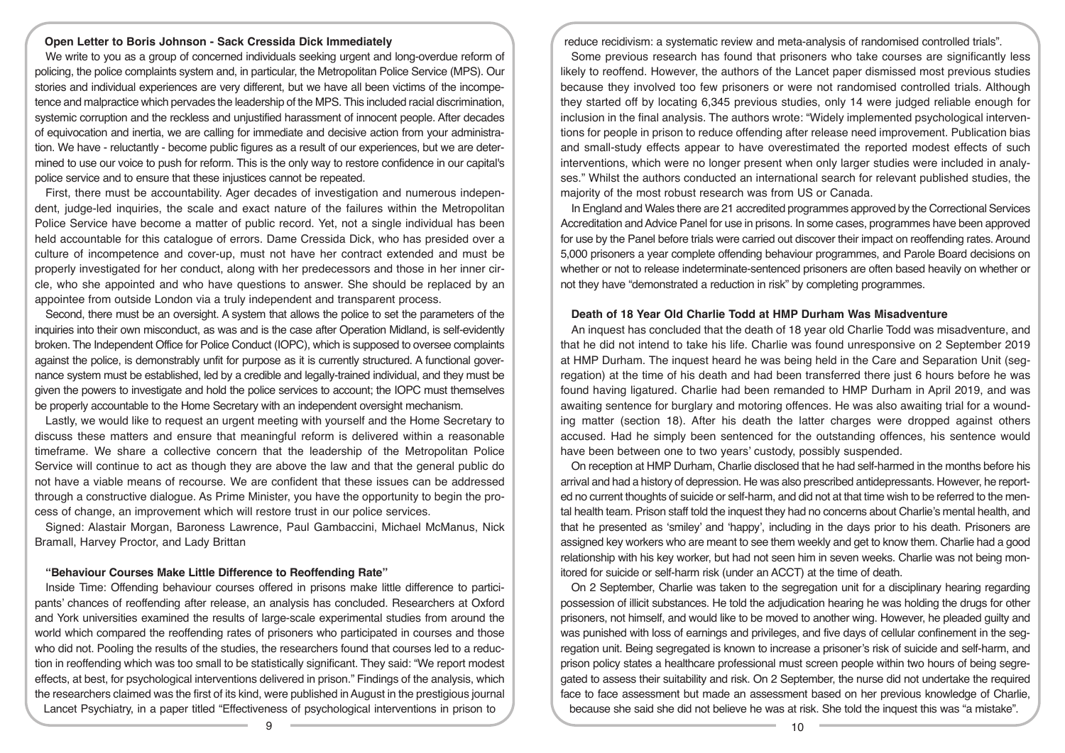### Open Letter to Boris Johnson - Sack Cressida Dick Immediately

We write to you as a group of concerned individuals seeking urgent and long-overdue reform of policing, the police complaints system and, in particular, the Metropolitan Police Service (MPS). Our stories and individual experiences are very different, but we have all been victims of the incompetence and malpractice which pervades the leadership of the MPS. This included racial discrimination, systemic corruption and the reckless and unjustified harassment of innocent people. After decades of equivocation and inertia, we are calling for immediate and decisive action from your administration. We have - reluctantly - become public figures as a result of our experiences, but we are determined to use our voice to push for reform. This is the only way to restore confidence in our capital's police service and to ensure that these injustices cannot be repeated.

First, there must be accountability. Ager decades of investigation and numerous independent, judge-led inquiries, the scale and exact nature of the failures within the Metropolitan Police Service have become a matter of public record. Yet, not a single individual has been held accountable for this catalogue of errors. Dame Cressida Dick, who has presided over a culture of incompetence and cover-up, must not have her contract extended and must be properly investigated for her conduct, along with her predecessors and those in her inner circle, who she appointed and who have questions to answer. She should be replaced by an appointee from outside London via a truly independent and transparent process.

Second, there must be an oversight. A system that allows the police to set the parameters of the inquiries into their own misconduct, as was and is the case after Operation Midland, is self-evidently broken. The Independent Office for Police Conduct (IOPC), which is supposed to oversee complaints against the police, is demonstrably unfit for purpose as it is currently structured. A functional governance system must be established, led by a credible and legally-trained individual, and they must be given the powers to investigate and hold the police services to account; the IOPC must themselves be properly accountable to the Home Secretary with an independent oversight mechanism.

Lastly, we would like to request an urgent meeting with yourself and the Home Secretary to discuss these matters and ensure that meaningful reform is delivered within a reasonable timeframe. We share a collective concern that the leadership of the Metropolitan Police Service will continue to act as though they are above the law and that the general public do not have a viable means of recourse. We are confident that these issues can be addressed through a constructive dialogue. As Prime Minister, you have the opportunity to begin the process of change, an improvement which will restore trust in our police services.

Signed: Alastair Morgan, Baroness Lawrence, Paul Gambaccini, Michael McManus, Nick Bramall, Harvey Proctor, and Lady Brittan

### "Behaviour Courses Make Little Difference to Reoffending Rate"

Inside Time: Offending behaviour courses offered in prisons make little difference to participants' chances of reoffending after release, an analysis has concluded. Researchers at Oxford and York universities examined the results of large-scale experimental studies from around the world which compared the reoffending rates of prisoners who participated in courses and those who did not. Pooling the results of the studies, the researchers found that courses led to a reduction in reoffending which was too small to be statistically significant. They said: "We report modest effects, at best, for psychological interventions delivered in prison." Findings of the analysis, which the researchers claimed was the first of its kind, were published in August in the prestigious journal Lancet Psychiatry, in a paper titled "Effectiveness of psychological interventions in prison to reduce recidivism: a systematic review and meta-analysis of randomised controlled trials".

Some previous research has found that prisoners who take courses are significantly less likely to reoffend. However, the authors of the Lancet paper dismissed most previous studies because they involved too few prisoners or were not randomised controlled trials. Although they started off by locating 6,345 previous studies, only 14 were judged reliable enough for inclusion in the final analysis. The authors wrote: "Widely implemented psychological interventions for people in prison to reduce offending after release need improvement. Publication bias and small-study effects appear to have overestimated the reported modest effects of such interventions, which were no longer present when only larger studies were included in analyses." Whilst the authors conducted an international search for relevant published studies, the majority of the most robust research was from US or Canada.

In England and Wales there are 21 accredited programmes approved by the Correctional Services Accreditation and Advice Panel for use in prisons. In some cases, programmes have been approved for use by the Panel before trials were carried out discover their impact on reoffending rates. Around 5,000 prisoners a year complete offending behaviour programmes, and Parole Board decisions on whether or not to release indeterminate-sentenced prisoners are often based heavily on whether or not they have "demonstrated a reduction in risk" by completing programmes.

### Death of 18 Year Old Charlie Todd at HMP Durham Was Misadventure

An inquest has concluded that the death of 18 year old Charlie Todd was misadventure, and that he did not intend to take his life. Charlie was found unresponsive on 2 September 2019 at HMP Durham. The inquest heard he was being held in the Care and Separation Unit (segregation) at the time of his death and had been transferred there just 6 hours before he was found having ligatured. Charlie had been remanded to HMP Durham in April 2019, and was awaiting sentence for burglary and motoring offences. He was also awaiting trial for a wounding matter (section 18). After his death the latter charges were dropped against others accused. Had he simply been sentenced for the outstanding offences, his sentence would have been between one to two years' custody, possibly suspended.

On reception at HMP Durham, Charlie disclosed that he had self-harmed in the months before his arrival and had a history of depression. He was also prescribed antidepressants. However, he reported no current thoughts of suicide or self-harm, and did not at that time wish to be referred to the mental health team. Prison staff told the inquest they had no concerns about Charlie's mental health, and that he presented as 'smiley' and 'happy', including in the days prior to his death. Prisoners are assigned key workers who are meant to see them weekly and get to know them. Charlie had a good relationship with his key worker, but had not seen him in seven weeks. Charlie was not being monitored for suicide or self-harm risk (under an ACCT) at the time of death.

On 2 September, Charlie was taken to the segregation unit for a disciplinary hearing regarding possession of illicit substances. He told the adjudication hearing he was holding the drugs for other prisoners, not himself, and would like to be moved to another wing. However, he pleaded guilty and was punished with loss of earnings and privileges, and five days of cellular confinement in the segregation unit. Being segregated is known to increase a prisoner's risk of suicide and self-harm, and prison policy states a healthcare professional must screen people within two hours of being segregated to assess their suitability and risk. On 2 September, the nurse did not undertake the required face to face assessment but made an assessment based on her previous knowledge of Charlie, because she said she did not believe he was at risk. She told the inquest this was "a mistake".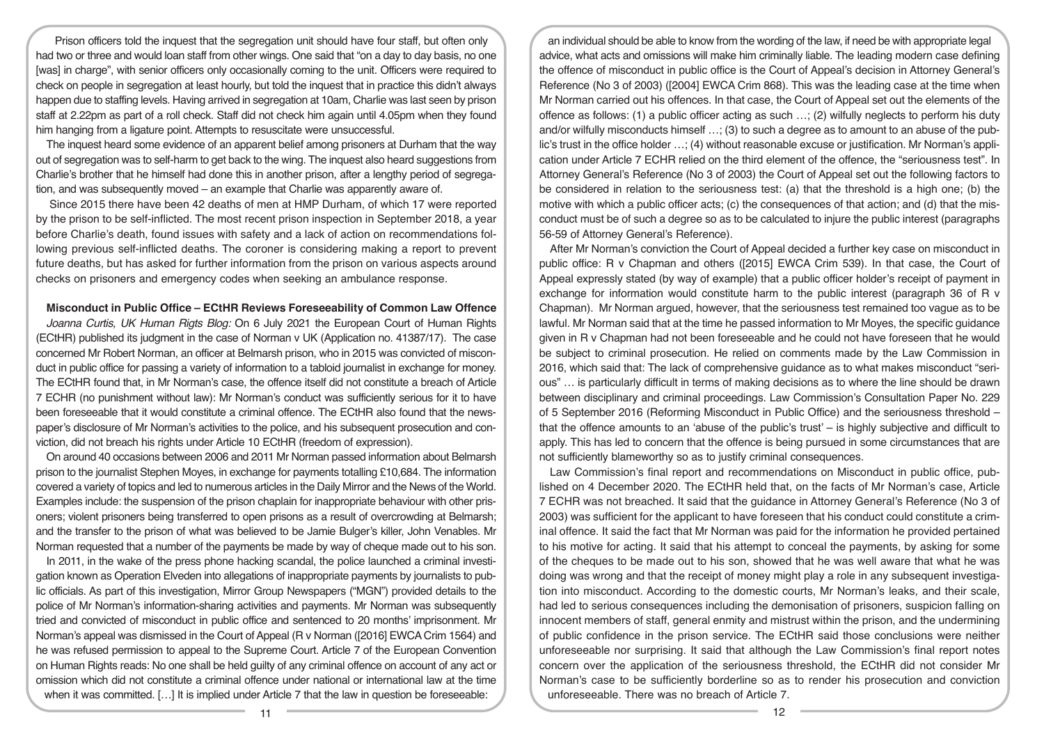Prison officers told the inquest that the segregation unit should have four staff, but often only had two or three and would loan staff from other wings. One said that "on a day to day basis, no one [was] in charge", with senior officers only occasionally coming to the unit. Officers were required to check on people in segregation at least hourly, but told the inquest that in practice this didn't always happen due to staffing levels. Having arrived in segregation at 10am, Charlie was last seen by prison staff at 2.22pm as part of a roll check. Staff did not check him again until 4.05pm when they found him hanging from a ligature point. Attempts to resuscitate were unsuccessful.

The inquest heard some evidence of an apparent belief among prisoners at Durham that the way out of segregation was to self-harm to get back to the wing. The inquest also heard suggestions from Charlie's brother that he himself had done this in another prison, after a lengthy period of segregation, and was subsequently moved – an example that Charlie was apparently aware of.

Since 2015 there have been 42 deaths of men at HMP Durham, of which 17 were reported by the prison to be self-inflicted. The most recent prison inspection in September 2018, a year before Charlie's death, found issues with safety and a lack of action on recommendations following previous self-inflicted deaths. The coroner is considering making a report to prevent future deaths, but has asked for further information from the prison on various aspects around checks on prisoners and emergency codes when seeking an ambulance response.

**Misconduct in Public Office – ECtHR Reviews Foreseeability of Common Law Offence**

*Joanna Curtis, UK Human Rigts Blog:* On 6 July 2021 the European Court of Human Rights (ECtHR) published its judgment in the case of Norman v UK (Application no. 41387/17). The case concerned Mr Robert Norman, an officer at Belmarsh prison, who in 2015 was convicted of misconduct in public office for passing a variety of information to a tabloid journalist in exchange for money. The ECtHR found that, in Mr Norman's case, the offence itself did not constitute a breach of Article 7 ECHR (no punishment without law): Mr Norman's conduct was sufficiently serious for it to have been foreseeable that it would constitute a criminal offence. The ECtHR also found that the newspaper's disclosure of Mr Norman's activities to the police, and his subsequent prosecution and conviction, did not breach his rights under Article 10 ECtHR (freedom of expression).

On around 40 occasions between 2006 and 2011 Mr Norman passed information about Belmarsh prison to the journalist Stephen Moyes, in exchange for payments totalling £10,684. The information covered a variety of topics and led to numerous articles in the Daily Mirror and the News of the World. Examples include: the suspension of the prison chaplain for inappropriate behaviour with other prisoners; violent prisoners being transferred to open prisons as a result of overcrowding at Belmarsh; and the transfer to the prison of what was believed to be Jamie Bulger's killer, John Venables. Mr Norman requested that a number of the payments be made by way of cheque made out to his son.

In 2011, in the wake of the press phone hacking scandal, the police launched a criminal investigation known as Operation Elveden into allegations of inappropriate payments by journalists to public officials. As part of this investigation, Mirror Group Newspapers ("MGN") provided details to the police of Mr Norman's information-sharing activities and payments. Mr Norman was subsequently tried and convicted of misconduct in public office and sentenced to 20 months' imprisonment. Mr Norman's appeal was dismissed in the Court of Appeal (R v Norman ([2016] EWCA Crim 1564) and he was refused permission to appeal to the Supreme Court. Article 7 of the European Convention on Human Rights reads: No one shall be held guilty of any criminal offence on account of any act or omission which did not constitute a criminal offence under national or international law at the time when it was committed. […] It is implied under Article 7 that the law in question be foreseeable: an individual should be able to know from the wording of the law, if need be with appropriate legal advice, what acts and omissions will make him criminally liable. The leading modern case defining the offence of misconduct in public office is the Court of Appeal's decision in Attorney General's Reference (No 3 of 2003) ([2004] EWCA Crim 868). This was the leading case at the time when Mr Norman carried out his offences. In that case, the Court of Appeal set out the elements of the offence as follows: (1) a public officer acting as such …; (2) wilfully neglects to perform his duty and/or wilfully misconducts himself …; (3) to such a degree as to amount to an abuse of the public's trust in the office holder …; (4) without reasonable excuse or justification. Mr Norman's application under Article 7 ECHR relied on the third element of the offence, the "seriousness test". In Attorney General's Reference (No 3 of 2003) the Court of Appeal set out the following factors to be considered in relation to the seriousness test: (a) that the threshold is a high one; (b) the motive with which a public officer acts; (c) the consequences of that action; and (d) that the misconduct must be of such a degree so as to be calculated to injure the public interest (paragraphs 56-59 of Attorney General's Reference).

After Mr Norman's conviction the Court of Appeal decided a further key case on misconduct in public office: R v Chapman and others ([2015] EWCA Crim 539). In that case, the Court of Appeal expressly stated (by way of example) that a public officer holder's receipt of payment in exchange for information would constitute harm to the public interest (paragraph 36 of R v Chapman). Mr Norman argued, however, that the seriousness test remained too vague as to be lawful. Mr Norman said that at the time he passed information to Mr Moyes, the specific guidance given in R v Chapman had not been foreseeable and he could not have foreseen that he would be subject to criminal prosecution. He relied on comments made by the Law Commission in 2016, which said that: The lack of comprehensive guidance as to what makes misconduct "serious" … is particularly difficult in terms of making decisions as to where the line should be drawn between disciplinary and criminal proceedings. Law Commission's Consultation Paper No. 229 of 5 September 2016 (Reforming Misconduct in Public Office) and the seriousness threshold – that the offence amounts to an 'abuse of the public's trust' – is highly subjective and difficult to apply. This has led to concern that the offence is being pursued in some circumstances that are not sufficiently blameworthy so as to justify criminal consequences.

Law Commission's final report and recommendations on Misconduct in public office, published on 4 December 2020. The ECtHR held that, on the facts of Mr Norman's case, Article 7 ECHR was not breached. It said that the guidance in Attorney General's Reference (No 3 of 2003) was sufficient for the applicant to have foreseen that his conduct could constitute a criminal offence. It said the fact that Mr Norman was paid for the information he provided pertained to his motive for acting. It said that his attempt to conceal the payments, by asking for some of the cheques to be made out to his son, showed that he was well aware that what he was doing was wrong and that the receipt of money might play a role in any subsequent investigation into misconduct. According to the domestic courts, Mr Norman's leaks, and their scale, had led to serious consequences including the demonisation of prisoners, suspicion falling on innocent members of staff, general enmity and mistrust within the prison, and the undermining of public confidence in the prison service. The ECtHR said those conclusions were neither unforeseeable nor surprising. It said that although the Law Commission's final report notes concern over the application of the seriousness threshold, the ECtHR did not consider Mr Norman's case to be sufficiently borderline so as to render his prosecution and conviction unforeseeable. There was no breach of Article 7.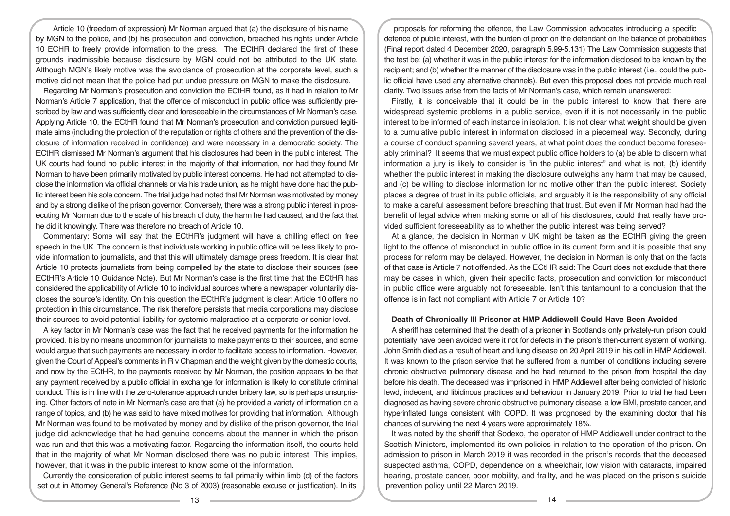Article 10 (freedom of expression) Mr Norman argued that (a) the disclosure of his name by MGN to the police, and (b) his prosecution and conviction, breached his rights under Article 10 ECHR to freely provide information to the press. The ECtHR declared the first of these grounds inadmissible because disclosure by MGN could not be attributed to the UK state. Although MGN's likely motive was the avoidance of prosecution at the corporate level, such a motive did not mean that the police had put undue pressure on MGN to make the disclosure.

Regarding Mr Norman's prosecution and conviction the ECtHR found, as it had in relation to Mr Norman's Article 7 application, that the offence of misconduct in public office was sufficiently prescribed by law and was sufficiently clear and foreseeable in the circumstances of Mr Norman's case. Applying Article 10, the ECtHR found that Mr Norman's prosecution and conviction pursued legitimate aims (including the protection of the reputation or rights of others and the prevention of the disclosure of information received in confidence) and were necessary in a democratic society. The ECtHR dismissed Mr Norman's argument that his disclosures had been in the public interest. The UK courts had found no public interest in the majority of that information, nor had they found Mr Norman to have been primarily motivated by public interest concerns. He had not attempted to disclose the information via official channels or via his trade union, as he might have done had the public interest been his sole concern. The trial judge had noted that Mr Norman was motivated by money and by a strong dislike of the prison governor. Conversely, there was a strong public interest in prosecuting Mr Norman due to the scale of his breach of duty, the harm he had caused, and the fact that he did it knowingly. There was therefore no breach of Article 10.

Commentary: Some will say that the ECtHR's judgment will have a chilling effect on free speech in the UK. The concern is that individuals working in public office will be less likely to provide information to journalists, and that this will ultimately damage press freedom. It is clear that Article 10 protects journalists from being compelled by the state to disclose their sources (see ECtHR's Article 10 Guidance Note). But Mr Norman's case is the first time that the ECtHR has considered the applicability of Article 10 to individual sources where a newspaper voluntarily discloses the source's identity. On this question the ECtHR's judgment is clear: Article 10 offers no protection in this circumstance. The risk therefore persists that media corporations may disclose their sources to avoid potential liability for systemic malpractice at a corporate or senior level.

A key factor in Mr Norman's case was the fact that he received payments for the information he provided. It is by no means uncommon for journalists to make payments to their sources, and some would argue that such payments are necessary in order to facilitate access to information. However, given the Court of Appeal's comments in R v Chapman and the weight given by the domestic courts, and now by the ECtHR, to the payments received by Mr Norman, the position appears to be that any payment received by a public official in exchange for information is likely to constitute criminal conduct. This is in line with the zero-tolerance approach under bribery law, so is perhaps unsurprising. Other factors of note in Mr Norman's case are that (a) he provided a variety of information on a range of topics, and (b) he was said to have mixed motives for providing that information. Although Mr Norman was found to be motivated by money and by dislike of the prison governor, the trial judge did acknowledge that he had genuine concerns about the manner in which the prison was run and that this was a motivating factor. Regarding the information itself, the courts held that in the majority of what Mr Norman disclosed there was no public interest. This implies, however, that it was in the public interest to know some of the information.

Currently the consideration of public interest seems to fall primarily within limb (d) of the factors set out in Attorney General's Reference (No 3 of 2003) (reasonable excuse or justification). In its proposals for reforming the offence, the Law Commission advocates introducing a specific defence of public interest, with the burden of proof on the defendant on the balance of probabilities (Final report dated 4 December 2020, paragraph 5.99-5.131) The Law Commission suggests that the test be: (a) whether it was in the public interest for the information disclosed to be known by the recipient; and (b) whether the manner of the disclosure was in the public interest (i.e., could the public official have used any alternative channels). But even this proposal does not provide much real clarity. Two issues arise from the facts of Mr Norman's case, which remain unanswered:

Firstly, it is conceivable that it could be in the public interest to know that there are widespread systemic problems in a public service, even if it is not necessarily in the public interest to be informed of each instance in isolation. It is not clear what weight should be given to a cumulative public interest in information disclosed in a piecemeal way. Secondly, during a course of conduct spanning several years, at what point does the conduct become foreseeably criminal? It seems that we must expect public office holders to (a) be able to discern what information a jury is likely to consider is "in the public interest" and what is not, (b) identify whether the public interest in making the disclosure outweighs any harm that may be caused, and (c) be willing to disclose information for no motive other than the public interest. Society places a degree of trust in its public officials, and arguably it is the responsibility of any official to make a careful assessment before breaching that trust. But even if Mr Norman had had the benefit of legal advice when making some or all of his disclosures, could that really have provided sufficient foreseeability as to whether the public interest was being served?

At a glance, the decision in Norman v UK might be taken as the ECtHR giving the green light to the offence of misconduct in public office in its current form and it is possible that any process for reform may be delayed. However, the decision in Norman is only that on the facts of that case is Article 7 not offended. As the ECtHR said: The Court does not exclude that there may be cases in which, given their specific facts, prosecution and conviction for misconduct in public office were arguably not foreseeable. Isn't this tantamount to a conclusion that the offence is in fact not compliant with Article 7 or Article 10?

**Death of Chronically Ill Prisoner at HMP Addiewell Could Have Been Avoided**

A sheriff has determined that the death of a prisoner in Scotland's only privately-run prison could potentially have been avoided were it not for defects in the prison's then-current system of working. John Smith died as a result of heart and lung disease on 20 April 2019 in his cell in HMP Addiewell. It was known to the prison service that he suffered from a number of conditions including severe chronic obstructive pulmonary disease and he had returned to the prison from hospital the day before his death. The deceased was imprisoned in HMP Addiewell after being convicted of historic lewd, indecent, and libidinous practices and behaviour in January 2019. Prior to trial he had been diagnosed as having severe chronic obstructive pulmonary disease, a low BMI, prostate cancer, and hyperinflated lungs consistent with COPD. It was prognosed by the examining doctor that his chances of surviving the next 4 years were approximately 18%.

It was noted by the sheriff that Sodexo, the operator of HMP Addiewell under contract to the Scottish Ministers, implemented its own policies in relation to the operation of the prison. On admission to prison in March 2019 it was recorded in the prison's records that the deceased suspected asthma, COPD, dependence on a wheelchair, low vision with cataracts, impaired hearing, prostate cancer, poor mobility, and frailty, and he was placed on the prison's suicide prevention policy until 22 March 2019.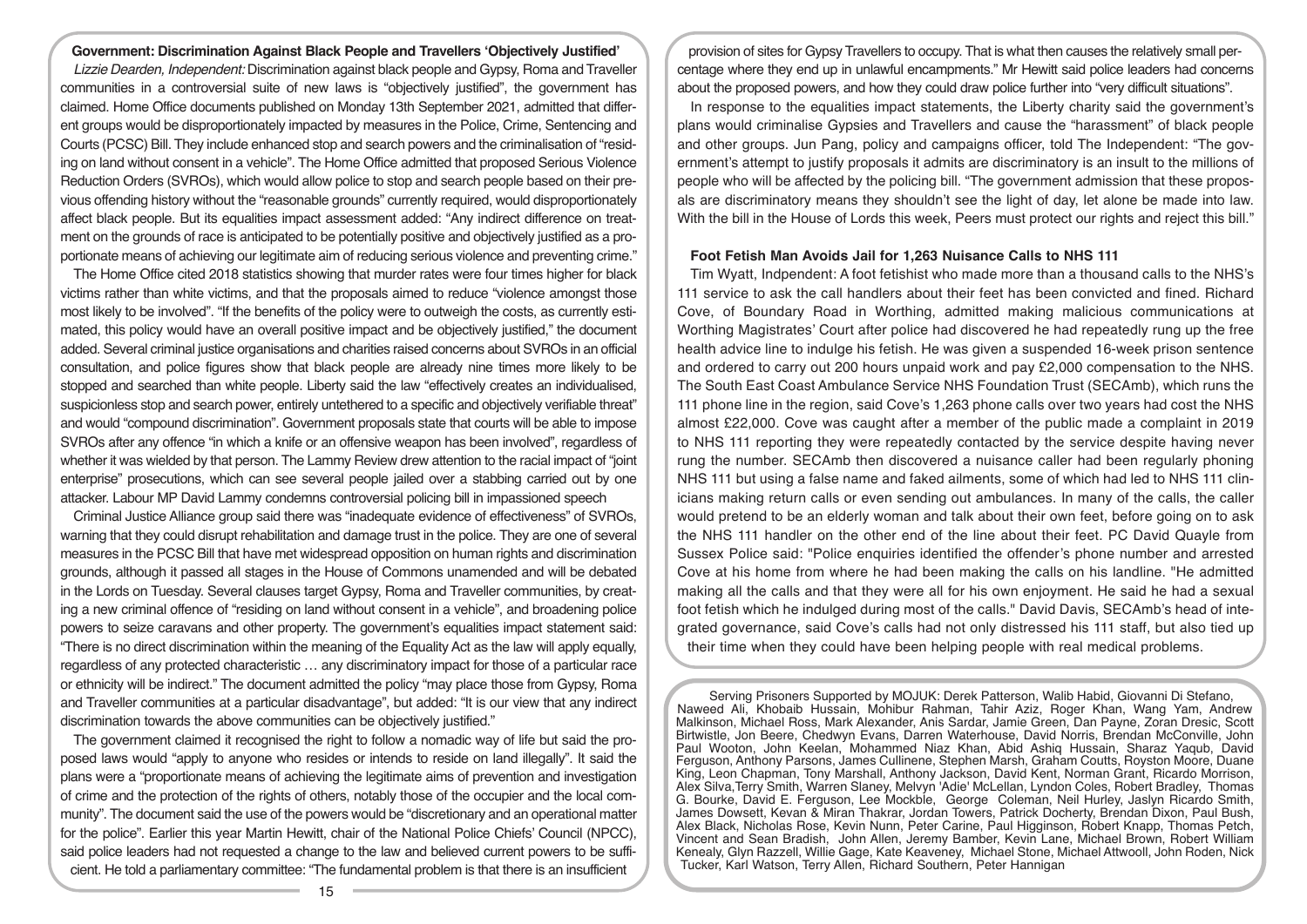## Government: Discrimination Against Black People and Travellers 'Objectively Justified'

*Lizzie Dearden, Independent:* Discrimination against black people and Gypsy, Roma and Traveller communities in a controversial suite of new laws is "objectively justified", the government has claimed. Home Office documents published on Monday 13th September 2021, admitted that different groups would be disproportionately impacted by measures in the Police, Crime, Sentencing and Courts (PCSC) Bill. They include enhanced stop and search powers and the criminalisation of "residing on land without consent in a vehicle". The Home Office admitted that proposed Serious Violence Reduction Orders (SVROs), which would allow police to stop and search people based on their previous offending history without the "reasonable grounds" currently required, would disproportionately affect black people. But its equalities impact assessment added: "Any indirect difference on treatment on the grounds of race is anticipated to be potentially positive and objectively justified as a proportionate means of achieving our legitimate aim of reducing serious violence and preventing crime."

The Home Office cited 2018 statistics showing that murder rates were four times higher for black victims rather than white victims, and that the proposals aimed to reduce "violence amongst those most likely to be involved". "If the benefits of the policy were to outweigh the costs, as currently estimated, this policy would have an overall positive impact and be objectively justified," the document added. Several criminal justice organisations and charities raised concerns about SVROs in an official consultation, and police figures show that black people are already nine times more likely to be stopped and searched than white people. Liberty said the law "effectively creates an individualised, suspicionless stop and search power, entirely untethered to a specific and objectively verifiable threat" and would "compound discrimination". Government proposals state that courts will be able to impose SVROs after any offence "in which a knife or an offensive weapon has been involved", regardless of whether it was wielded by that person. The Lammy Review drew attention to the racial impact of "joint enterprise" prosecutions, which can see several people jailed over a stabbing carried out by one attacker. Labour MP David Lammy condemns controversial policing bill in impassioned speech

Criminal Justice Alliance group said there was "inadequate evidence of effectiveness" of SVROs, warning that they could disrupt rehabilitation and damage trust in the police. They are one of several measures in the PCSC Bill that have met widespread opposition on human rights and discrimination grounds, although it passed all stages in the House of Commons unamended and will be debated in the Lords on Tuesday. Several clauses target Gypsy, Roma and Traveller communities, by creating a new criminal offence of "residing on land without consent in a vehicle", and broadening police powers to seize caravans and other property. The government's equalities impact statement said: "There is no direct discrimination within the meaning of the Equality Act as the law will apply equally, regardless of any protected characteristic … any discriminatory impact for those of a particular race or ethnicity will be indirect." The document admitted the policy "may place those from Gypsy, Roma and Traveller communities at a particular disadvantage", but added: "It is our view that any indirect discrimination towards the above communities can be objectively justified."

The government claimed it recognised the right to follow a nomadic way of life but said the proposed laws would "apply to anyone who resides or intends to reside on land illegally". It said the plans were a "proportionate means of achieving the legitimate aims of prevention and investigation of crime and the protection of the rights of others, notably those of the occupier and the local community". The document said the use of the powers would be "discretionary and an operational matter for the police". Earlier this year Martin Hewitt, chair of the National Police Chiefs' Council (NPCC), said police leaders had not requested a change to the law and believed current powers to be sufficient. He told a parliamentary committee: "The fundamental problem is that there is an insufficient provision of sites for Gypsy Travellers to occupy. That is what then causes the relatively small percentage where they end up in unlawful encampments." Mr Hewitt said police leaders had concerns about the proposed powers, and how they could draw police further into "very difficult situations".

In response to the equalities impact statements, the Liberty charity said the government's plans would criminalise Gypsies and Travellers and cause the "harassment" of black people and other groups. Jun Pang, policy and campaigns officer, told The Independent: "The government's attempt to justify proposals it admits are discriminatory is an insult to the millions of people who will be affected by the policing bill. "The government admission that these proposals are discriminatory means they shouldn't see the light of day, let alone be made into law. With the bill in the House of Lords this week, Peers must protect our rights and reject this bill."

## Foot Fetish Man Avoids Jail for 1,263 Nuisance Calls to NHS 111

Tim Wyatt, Indpendent: A foot fetishist who made more than a thousand calls to the NHS's 111 service to ask the call handlers about their feet has been convicted and fined. Richard Cove, of Boundary Road in Worthing, admitted making malicious communications at Worthing Magistrates' Court after police had discovered he had repeatedly rung up the free health advice line to indulge his fetish. He was given a suspended 16-week prison sentence and ordered to carry out 200 hours unpaid work and pay £2,000 compensation to the NHS. The South East Coast Ambulance Service NHS Foundation Trust (SECAmb), which runs the 111 phone line in the region, said Cove's 1,263 phone calls over two years had cost the NHS almost £22,000. Cove was caught after a member of the public made a complaint in 2019 to NHS 111 reporting they were repeatedly contacted by the service despite having never rung the number. SECAmb then discovered a nuisance caller had been regularly phoning NHS 111 but using a false name and faked ailments, some of which had led to NHS 111 clinicians making return calls or even sending out ambulances. In many of the calls, the caller would pretend to be an elderly woman and talk about their own feet, before going on to ask the NHS 111 handler on the other end of the line about their feet. PC David Quayle from Sussex Police said: "Police enquiries identified the offender's phone number and arrested Cove at his home from where he had been making the calls on his landline. "He admitted making all the calls and that they were all for his own enjoyment. He said he had a sexual foot fetish which he indulged during most of the calls." David Davis, SECAmb's head of integrated governance, said Cove's calls had not only distressed his 111 staff, but also tied up their time when they could have been helping people with real medical problems.

Serving Prisoners Supported by MOJUK: Derek Patterson, Walib Habid, Giovanni Di Stefano, Naweed Ali, Khobaib Hussain, Mohibur Rahman, Tahir Aziz, Roger Khan, Wang Yam, Andrew Malkinson, Michael Ross, Mark Alexander, Anis Sardar, Jamie Green, Dan Payne, Zoran Dresic, Scott Birtwistle, Jon Beere, Chedwyn Evans, Darren Waterhouse, David Norris, Brendan McConville, John Paul Wooton, John Keelan, Mohammed Niaz Khan, Abid Ashiq Hussain, Sharaz Yaqub, David Ferguson, Anthony Parsons, James Cullinene, Stephen Marsh, Graham Coutts, Royston Moore, Duane King, Leon Chapman, Tony Marshall, Anthony Jackson, David Kent, Norman Grant, Ricardo Morrison, Alex Silva,Terry Smith, Warren Slaney, Melvyn 'Adie' McLellan, Lyndon Coles, Robert Bradley, Thomas G. Bourke, David E. Ferguson, Lee Mockble, George Coleman, Neil Hurley, Jaslyn Ricardo Smith, James Dowsett, Kevan & Miran Thakrar, Jordan Towers, Patrick Docherty, Brendan Dixon, Paul Bush, Alex Black, Nicholas Rose, Kevin Nunn, Peter Carine, Paul Higginson, Robert Knapp, Thomas Petch, Vincent and Sean Bradish, John Allen, Jeremy Bamber, Kevin Lane, Michael Brown, Robert William Kenealy, Glyn Razzell, Willie Gage, Kate Keaveney, Michael Stone, Michael Attwooll, John Roden, Nick Tucker, Karl Watson, Terry Allen, Richard Southern, Peter Hannigan